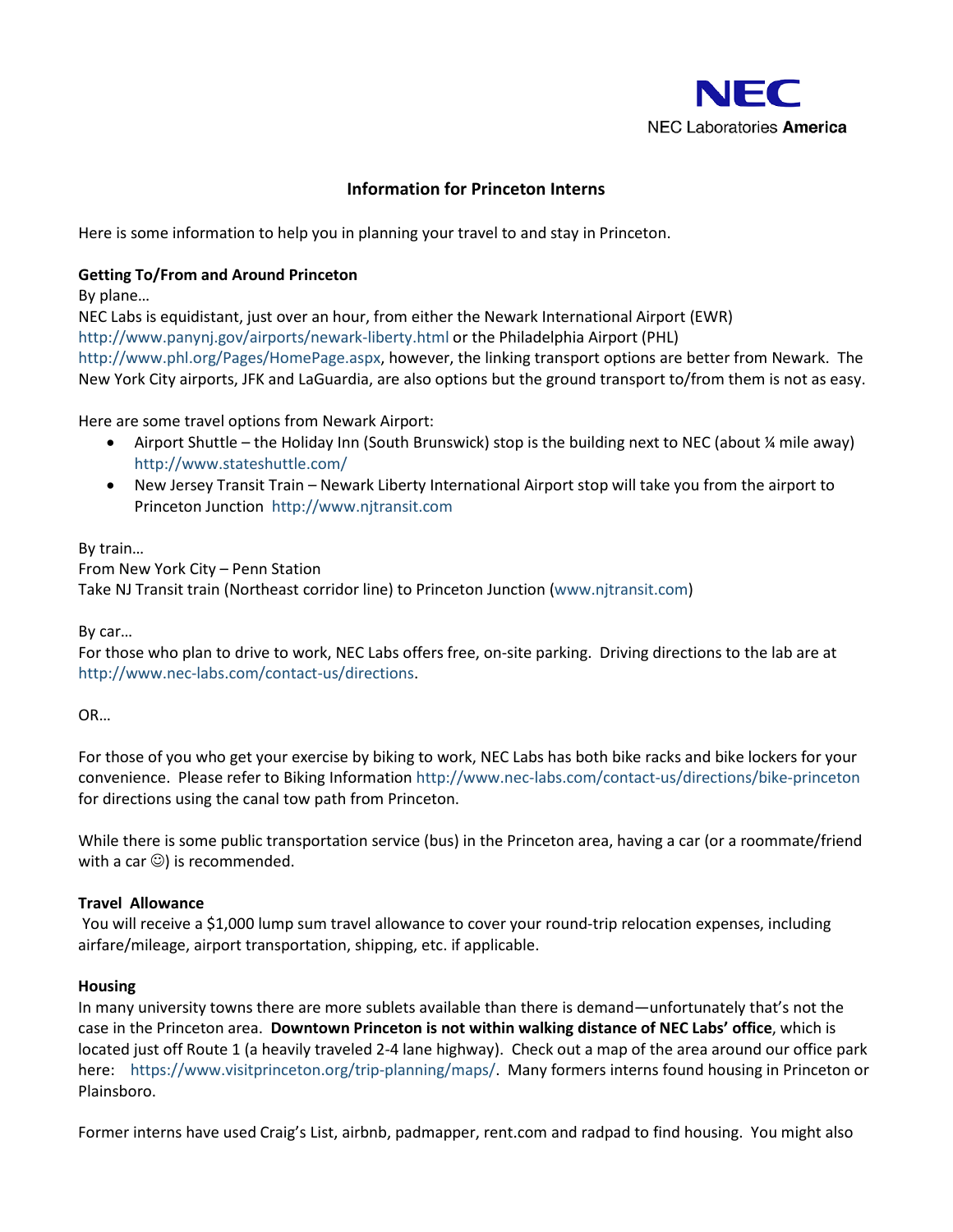NEC

NEC Laboratories **America**

# Information for Princeton Interns

Here is some information to help you in planning your travel to and stay in Princeton.

**Getting To/From and Around Princeton**

By plane…

NEC Labs is equidistant, just over an hour, from either the Newark International Airport (EWR) http://www.panynj.gov/airports/newark-liberty.html or the Philadelphia Airport (PHL) http://www.phl.org/Pages/HomePage.aspx, however, the linking transport options are better from Newark. The New York City airports, JFK and LaGuardia, are also options but the ground transport to/from them is not as easy.

Here are some travel options from Newark Airport:

- Airport Shuttle – the Holiday Inn (South Brunswick) stop is the building next to NEC (about ¼ mile away) http://www.stateshuttle.com/
- New Jersey Transit Train – Newark Liberty International Airport stop will take you from the airport to Princeton Junction http://www.njtransit.com

By train…

From New York City – Penn Station

Take NJ Transit train (Northeast corridor line) to Princeton Junction (www.njtransit.com)

By car…

For those who plan to drive to work, NEC Labs offers free, on-site parking. Driving directions to the lab are at http://www.nec-labs.com/contact-us/directions.

OR…

For those of you who get your exercise by biking to work, NEC Labs has both bike racks and bike lockers for your convenience. Please refer to Biking Information http://www.nec-labs.com/contact-us/directions/bike-princeton for directions using the canal tow path from Princeton.

While there is some public transportation service (bus) in the Princeton area, having a car (or a roommate/friend with a car ☺) is recommended.

**Travel Allowance**

You will receive a $1,000 lump sum travel allowance to cover your round-trip relocation expenses, including airfare/mileage, airport transportation, shipping, etc. if applicable.

**Housing**

In many university towns there are more sublets available than there is demand—unfortunately that's not the case in the Princeton area. **Downtown Princeton is not within walking distance of NEC Labs' office**, which is located just off Route 1 (a heavily traveled 2-4 lane highway). Check out a map of the area around our office park here: https://www.visitprinceton.org/trip-planning/maps/. Many formers interns found housing in Princeton or Plainsboro.

Former interns have used Craig's List, airbnb, padmapper, rent.com and radpad to find housing. You might also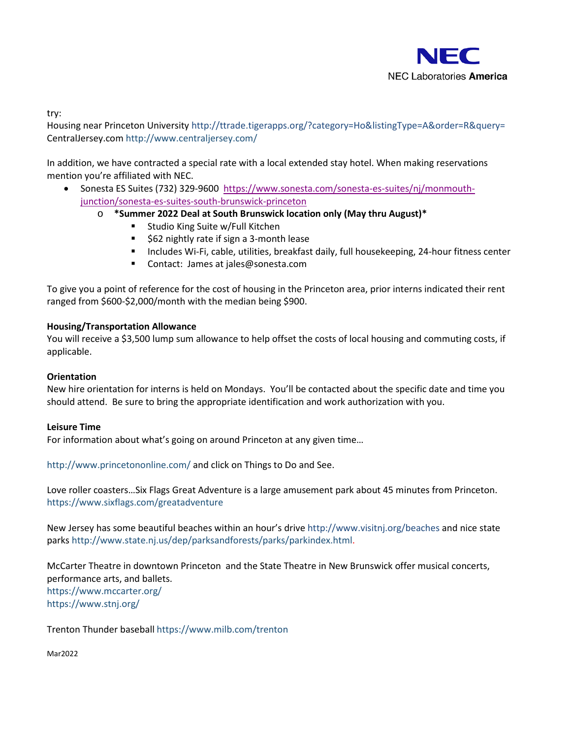try:
Housing near Princeton University http://ttrade.tigerapps.org/?category=Ho&listingType=A&order=R&query=
CentralJersey.com http://www.centraljersey.com/

In addition, we have contracted a special rate with a local extended stay hotel. When making reservations mention you're affiliated with NEC.

- Sonesta ES Suites (732) 329-9600 [https://www.sonesta.com/sonesta-es-suites/nj/monmouth-junction/sonesta-es-suites-south-brunswick-princeton](https://www.sonesta.com/sonesta-es-suites/nj/monmouth-junction/sonesta-es-suites-south-brunswick-princeton)
  - ***Summer 2022 Deal at South Brunswick location only (May thru August)***
    - Studio King Suite w/Full Kitchen
    - $62 nightly rate if sign a 3-month lease
    - Includes Wi-Fi, cable, utilities, breakfast daily, full housekeeping, 24-hour fitness center
    - Contact: James at jales@sonesta.com

To give you a point of reference for the cost of housing in the Princeton area, prior interns indicated their rent ranged from $600-$2,000/month with the median being $900.

**Housing/Transportation Allowance**
You will receive a $3,500 lump sum allowance to help offset the costs of local housing and commuting costs, if applicable.

**Orientation**
New hire orientation for interns is held on Mondays. You'll be contacted about the specific date and time you should attend. Be sure to bring the appropriate identification and work authorization with you.

**Leisure Time**
For information about what's going on around Princeton at any given time…

http://www.princetononline.com/ and click on Things to Do and See.

Love roller coasters…Six Flags Great Adventure is a large amusement park about 45 minutes from Princeton.
https://www.sixflags.com/greatadventure

New Jersey has some beautiful beaches within an hour's drive http://www.visitnj.org/beaches and nice state parks http://www.state.nj.us/dep/parksandforests/parks/parkindex.html.

McCarter Theatre in downtown Princeton and the State Theatre in New Brunswick offer musical concerts, performance arts, and ballets.
https://www.mccarter.org/
https://www.stnj.org/

Trenton Thunder baseball https://www.milb.com/trenton

Mar2022